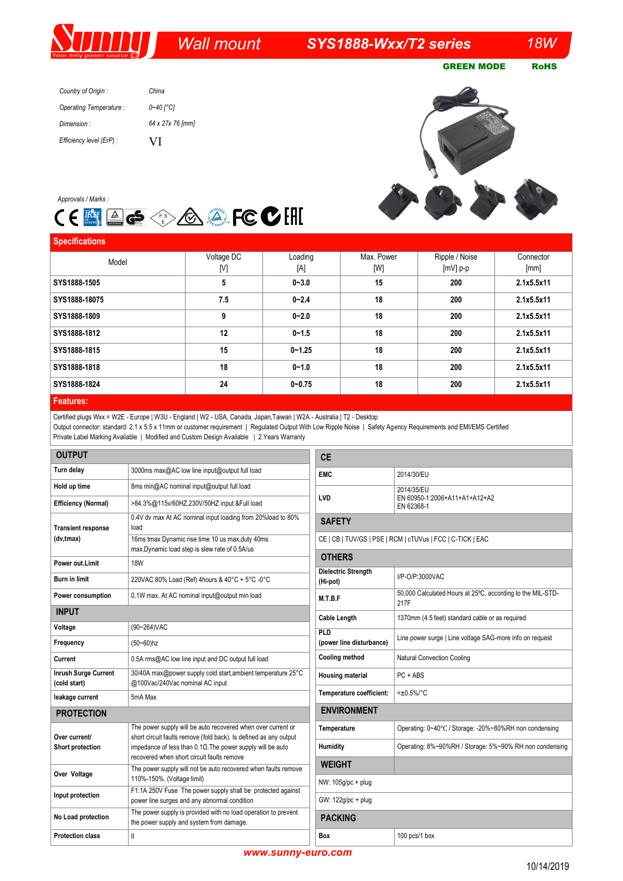# Sunny — Wall mount — SYS1888-Wxx/T2 series — 18W

**GREEN MODE** **RoHS**

*Country of Origin :* China

*Operating Temperature :* 0~40 [°C]

*Dimension :* 64 x 27x 76 [mm]

*Efficiency level (ErP) :* VI

*Approvals / Marks :*

## Specifications

| Model | Voltage DC [V] | Loading [A] | Max. Power [W] | Ripple / Noise [mV] p-p | Connector [mm] |
|---|---|---|---|---|---|
| **SYS1888-1505** | **5** | **0~3.0** | **15** | **200** | **2.1x5.5x11** |
| **SYS1888-18075** | **7.5** | **0~2.4** | **18** | **200** | **2.1x5.5x11** |
| **SYS1888-1809** | **9** | **0~2.0** | **18** | **200** | **2.1x5.5x11** |
| **SYS1888-1812** | **12** | **0~1.5** | **18** | **200** | **2.1x5.5x11** |
| **SYS1888-1815** | **15** | **0~1.25** | **18** | **200** | **2.1x5.5x11** |
| **SYS1888-1818** | **18** | **0~1.0** | **18** | **200** | **2.1x5.5x11** |
| **SYS1888-1824** | **24** | **0~0.75** | **18** | **200** | **2.1x5.5x11** |

## Features:

Certified plugs Wxx = W2E - Europe | W3U - England | W2 - USA, Canada, Japan,Taiwan | W2A - Australia | T2 - Desktop
Output connector: standard: 2.1 x 5.5 x 11mm or customer requirement | Regulated Output With Low Ripple Noise | Safety Agency Requirements and EMI/EMS Certified
Private Label Marking Available | Modified and Custom Design Available | 2 Years Warranty

## OUTPUT

| | |
|---|---|
| **Turn delay** | 3000ms max@AC low line input@output full load |
| **Hold up time** | 8ms min@AC nominal input@output full load |
| **Efficiency (Normal)** | >84.3%@115v/60HZ,230V/50HZ input &Full load |
| **Transient response (dv,tmax)** | 0.4V dv max At AC nominal input loading from 20%load to 80% load<br>16ms tmax Dynamic rise time 10 us max,duty 40ms max,Dynamic load step is slew rate of 0.5A/us |
| **Power out.Limit** | 18W |
| **Burn in limit** | 220VAC 80% Load (Ref) 4hours & 40°C + 5°C -0°C |
| **Power consumption** | 0.1W max. At AC nominal input@output min load |

## INPUT

| | |
|---|---|
| **Voltage** | (90~264)VAC |
| **Frequency** | (50~60)hz |
| **Current** | 0.5A rms@AC low line input and DC output full load |
| **Inrush Surge Current (cold start)** | 30/40A max@power supply cold start,ambient temperature 25°C @100Vac/240Vac nominal AC input |
| **leakage current** | 5mA Max |

## PROTECTION

| | |
|---|---|
| **Over current/ Short protection** | The power supply will be auto recovered when over current or short circuit faults remove (fold back). Is defined as any output impedance of less than 0.1Ω.The power supply will be auto recovered when short circuit faults remove |
| **Over Voltage** | The power supply will not be auto recovered when faults remove 110%-150%. (Voltage limit) |
| **Input protection** | F1:1A 250V Fuse The power supply shall be protected against power line surges and any abnormal condition |
| **No Load protection** | The power supply is provided with no load operation to prevent the power supply and system from damage. |
| **Protection class** | II |

## CE

| | |
|---|---|
| **EMC** | 2014/30/EU |
| **LVD** | 2014/35/EU<br>EN 60950-1:2006+A11+A1+A12+A2<br>EN 62368-1 |

## SAFETY

CE | CB | TUV/GS | PSE | RCM | cTUVus | FCC | C-TICK | EAC

## OTHERS

| | |
|---|---|
| **Dielectric Strength (Hi-pot)** | I/P-O/P:3000VAC |
| **M.T.B.F** | 50,000 Calculated Hours at 25ºC, according to the MIL-STD-217F |
| **Cable Length** | 1370mm (4.5 feet) standard cable or as required |
| **PLD (power line disturbance)** | Line power surge \| Line voltage SAG-more info on request |
| **Cooling method** | Natural Convection Cooling |
| **Housing material** | PC + ABS |
| **Temperature coefficient:** | <±0.5%/°C |

## ENVIRONMENT

| | |
|---|---|
| **Temperature** | Operating: 0~40°C / Storage: -20%~80%RH non condensing |
| **Humidity** | Operating: 8%~90%RH / Storage: 5%~90% RH non condensing |

## WEIGHT

NW: 105g/pc + plug

GW: 122g/pc + plug

## PACKING

| | |
|---|---|
| **Box** | 100 pcs/1 box |

**www.sunny-euro.com**

10/14/2019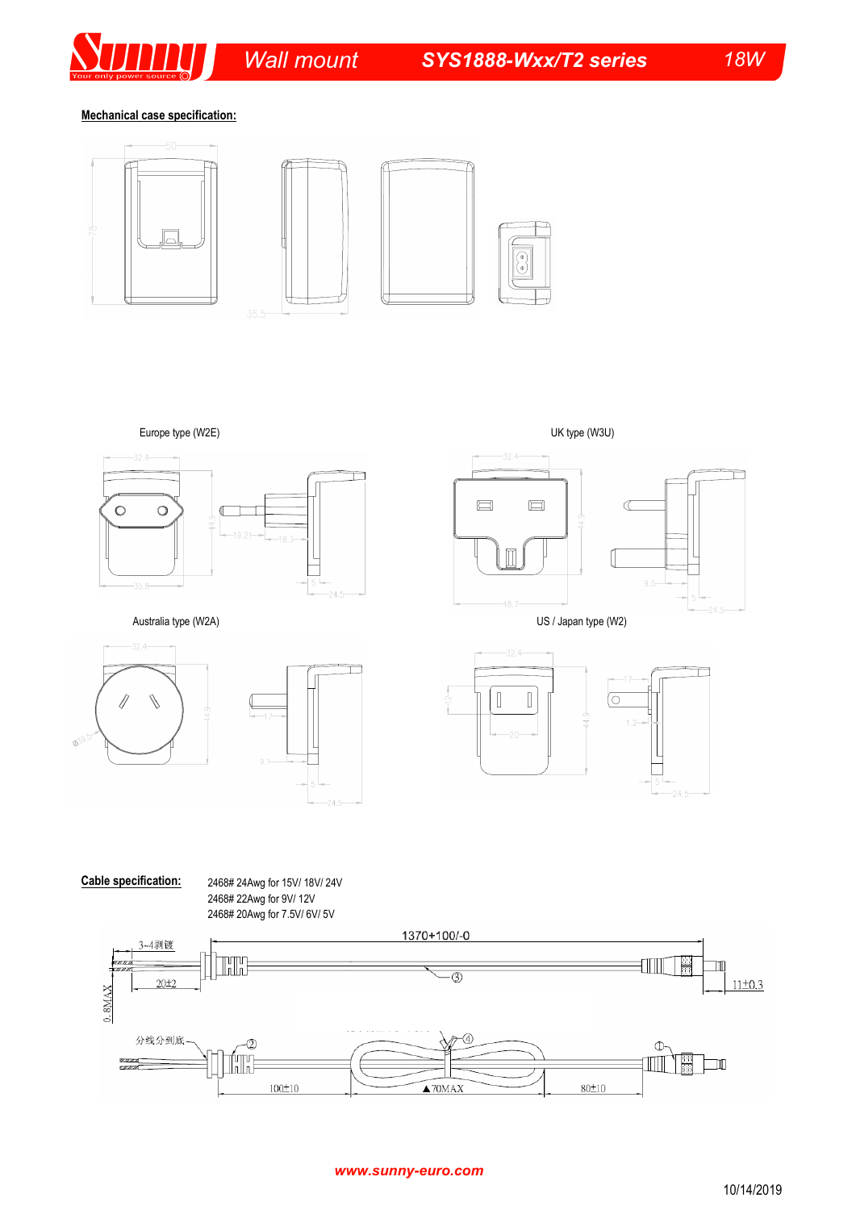**Mechanical case specification:**

Europe type (W2E)

UK type (W3U)

Australia type (W2A)

US / Japan type (W2)

**Cable specification:**

2468# 24Awg for 15V/ 18V/ 24V
2468# 22Awg for 9V/ 12V
2468# 20Awg for 7.5V/ 6V/ 5V

1370+100/-0

3~4剥镀

20±2

0.8MAX

11±0.3

分线分剥底

100±10

▲70MAX

80±10

www.sunny-euro.com

10/14/2019